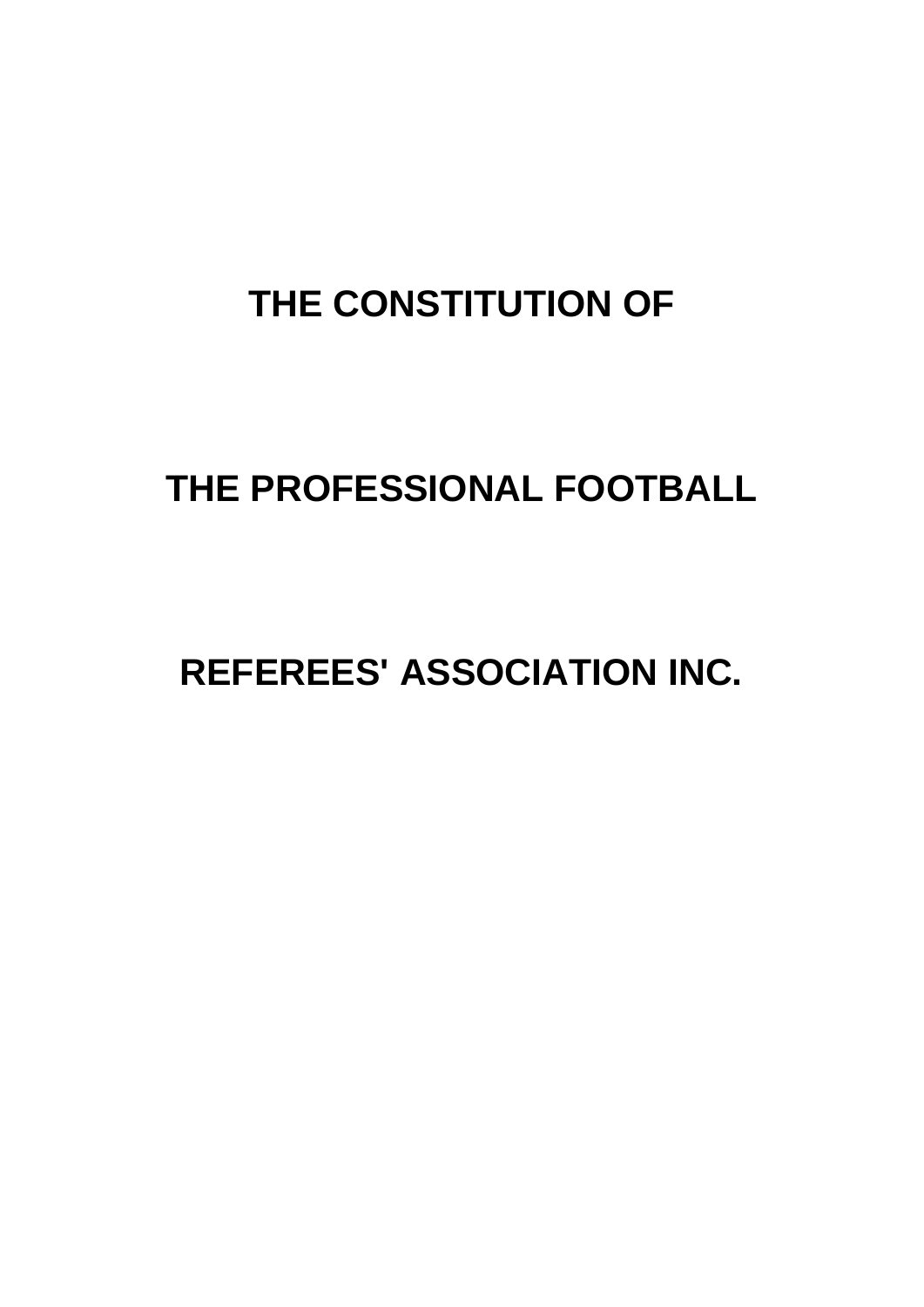# THE CONSTITUTION OF

# THE PROFESSIONAL FOOTBALL

# REFEREES' ASSOCIATION INC.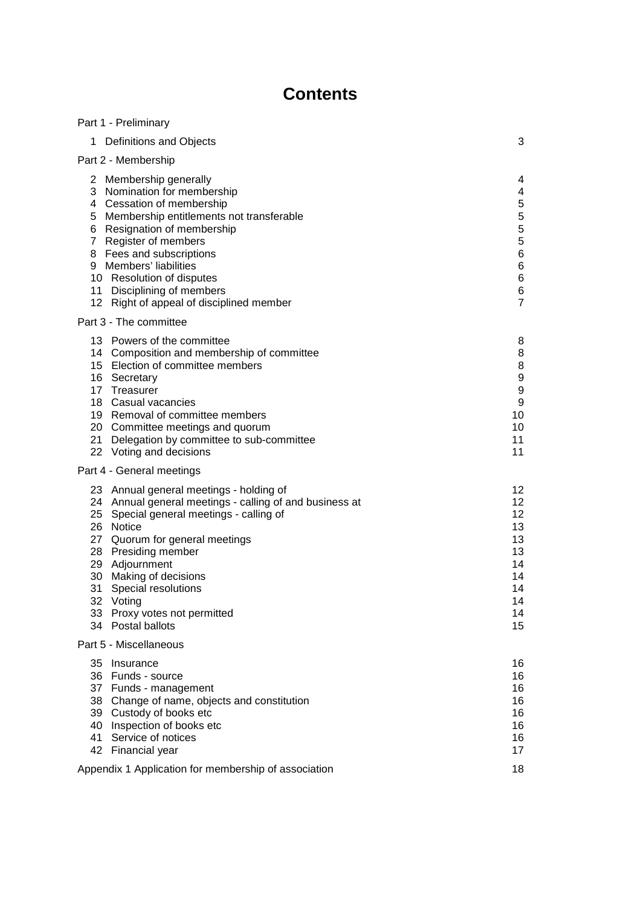# Contents

| | |
|---|---|
| **Part 1 - Preliminary** | |
| 1 Definitions and Objects | 3 |
| **Part 2 - Membership** | |
| 2 Membership generally | 4 |
| 3 Nomination for membership | 4 |
| 4 Cessation of membership | 5 |
| 5 Membership entitlements not transferable | 5 |
| 6 Resignation of membership | 5 |
| 7 Register of members | 5 |
| 8 Fees and subscriptions | 6 |
| 9 Members' liabilities | 6 |
| 10 Resolution of disputes | 6 |
| 11 Disciplining of members | 6 |
| 12 Right of appeal of disciplined member | 7 |
| **Part 3 - The committee** | |
| 13 Powers of the committee | 8 |
| 14 Composition and membership of committee | 8 |
| 15 Election of committee members | 8 |
| 16 Secretary | 9 |
| 17 Treasurer | 9 |
| 18 Casual vacancies | 9 |
| 19 Removal of committee members | 10 |
| 20 Committee meetings and quorum | 10 |
| 21 Delegation by committee to sub-committee | 11 |
| 22 Voting and decisions | 11 |
| **Part 4 - General meetings** | |
| 23 Annual general meetings - holding of | 12 |
| 24 Annual general meetings - calling of and business at | 12 |
| 25 Special general meetings - calling of | 12 |
| 26 Notice | 13 |
| 27 Quorum for general meetings | 13 |
| 28 Presiding member | 13 |
| 29 Adjournment | 14 |
| 30 Making of decisions | 14 |
| 31 Special resolutions | 14 |
| 32 Voting | 14 |
| 33 Proxy votes not permitted | 14 |
| 34 Postal ballots | 15 |
| **Part 5 - Miscellaneous** | |
| 35 Insurance | 16 |
| 36 Funds - source | 16 |
| 37 Funds - management | 16 |
| 38 Change of name, objects and constitution | 16 |
| 39 Custody of books etc | 16 |
| 40 Inspection of books etc | 16 |
| 41 Service of notices | 16 |
| 42 Financial year | 17 |
| Appendix 1 Application for membership of association | 18 |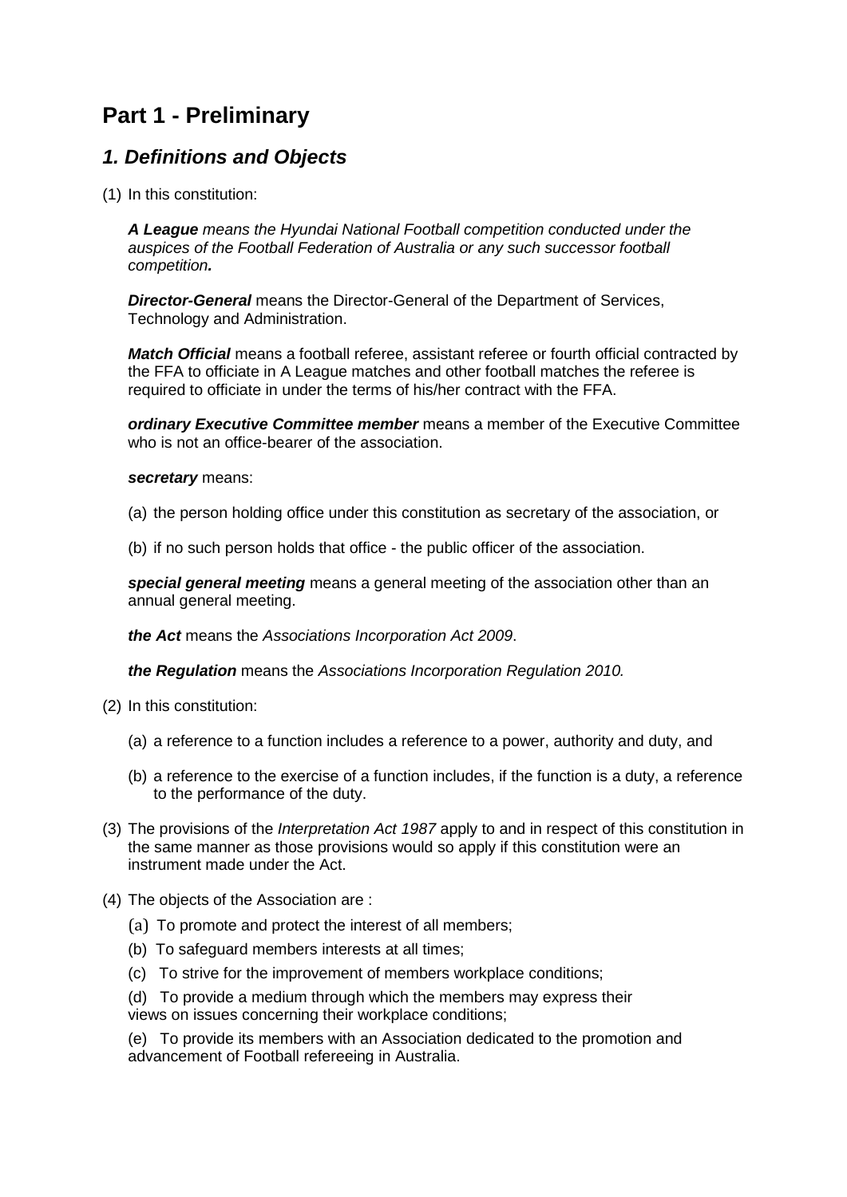# Part 1 - Preliminary

## *1. Definitions and Objects*

(1) In this constitution:

***A League*** *means the Hyundai National Football competition conducted under the auspices of the Football Federation of Australia or any such successor football competition**.***

***Director-General*** means the Director-General of the Department of Services, Technology and Administration.

***Match Official*** means a football referee, assistant referee or fourth official contracted by the FFA to officiate in A League matches and other football matches the referee is required to officiate in under the terms of his/her contract with the FFA.

***ordinary Executive Committee member*** means a member of the Executive Committee who is not an office-bearer of the association.

***secretary*** means:

(a) the person holding office under this constitution as secretary of the association, or

(b) if no such person holds that office - the public officer of the association.

***special general meeting*** means a general meeting of the association other than an annual general meeting.

***the Act*** means the *Associations Incorporation Act 2009*.

***the Regulation*** means the *Associations Incorporation Regulation 2010.*

(2) In this constitution:

(a) a reference to a function includes a reference to a power, authority and duty, and

(b) a reference to the exercise of a function includes, if the function is a duty, a reference to the performance of the duty.

(3) The provisions of the *Interpretation Act 1987* apply to and in respect of this constitution in the same manner as those provisions would so apply if this constitution were an instrument made under the Act.

(4) The objects of the Association are :

(a) To promote and protect the interest of all members;

(b) To safeguard members interests at all times;

(c) To strive for the improvement of members workplace conditions;

(d) To provide a medium through which the members may express their views on issues concerning their workplace conditions;

(e) To provide its members with an Association dedicated to the promotion and advancement of Football refereeing in Australia.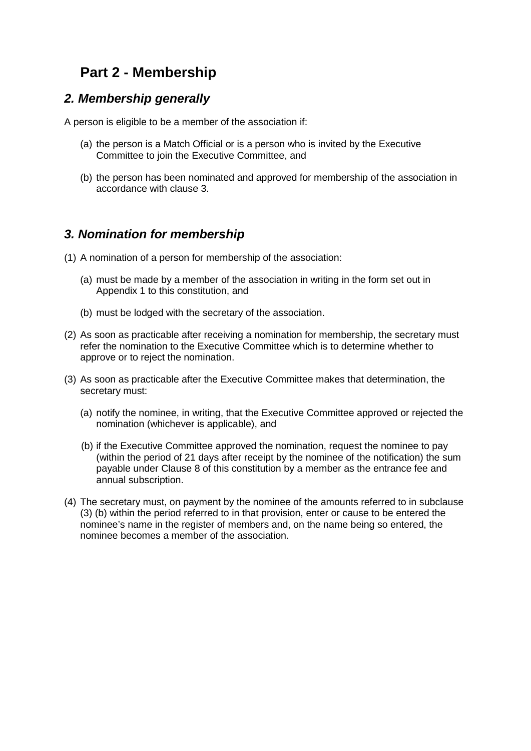# Part 2 - Membership

## *2. Membership generally*

A person is eligible to be a member of the association if:

(a) the person is a Match Official or is a person who is invited by the Executive Committee to join the Executive Committee, and

(b) the person has been nominated and approved for membership of the association in accordance with clause 3.

## *3. Nomination for membership*

(1) A nomination of a person for membership of the association:

(a) must be made by a member of the association in writing in the form set out in Appendix 1 to this constitution, and

(b) must be lodged with the secretary of the association.

(2) As soon as practicable after receiving a nomination for membership, the secretary must refer the nomination to the Executive Committee which is to determine whether to approve or to reject the nomination.

(3) As soon as practicable after the Executive Committee makes that determination, the secretary must:

(a) notify the nominee, in writing, that the Executive Committee approved or rejected the nomination (whichever is applicable), and

(b) if the Executive Committee approved the nomination, request the nominee to pay (within the period of 21 days after receipt by the nominee of the notification) the sum payable under Clause 8 of this constitution by a member as the entrance fee and annual subscription.

(4) The secretary must, on payment by the nominee of the amounts referred to in subclause (3) (b) within the period referred to in that provision, enter or cause to be entered the nominee's name in the register of members and, on the name being so entered, the nominee becomes a member of the association.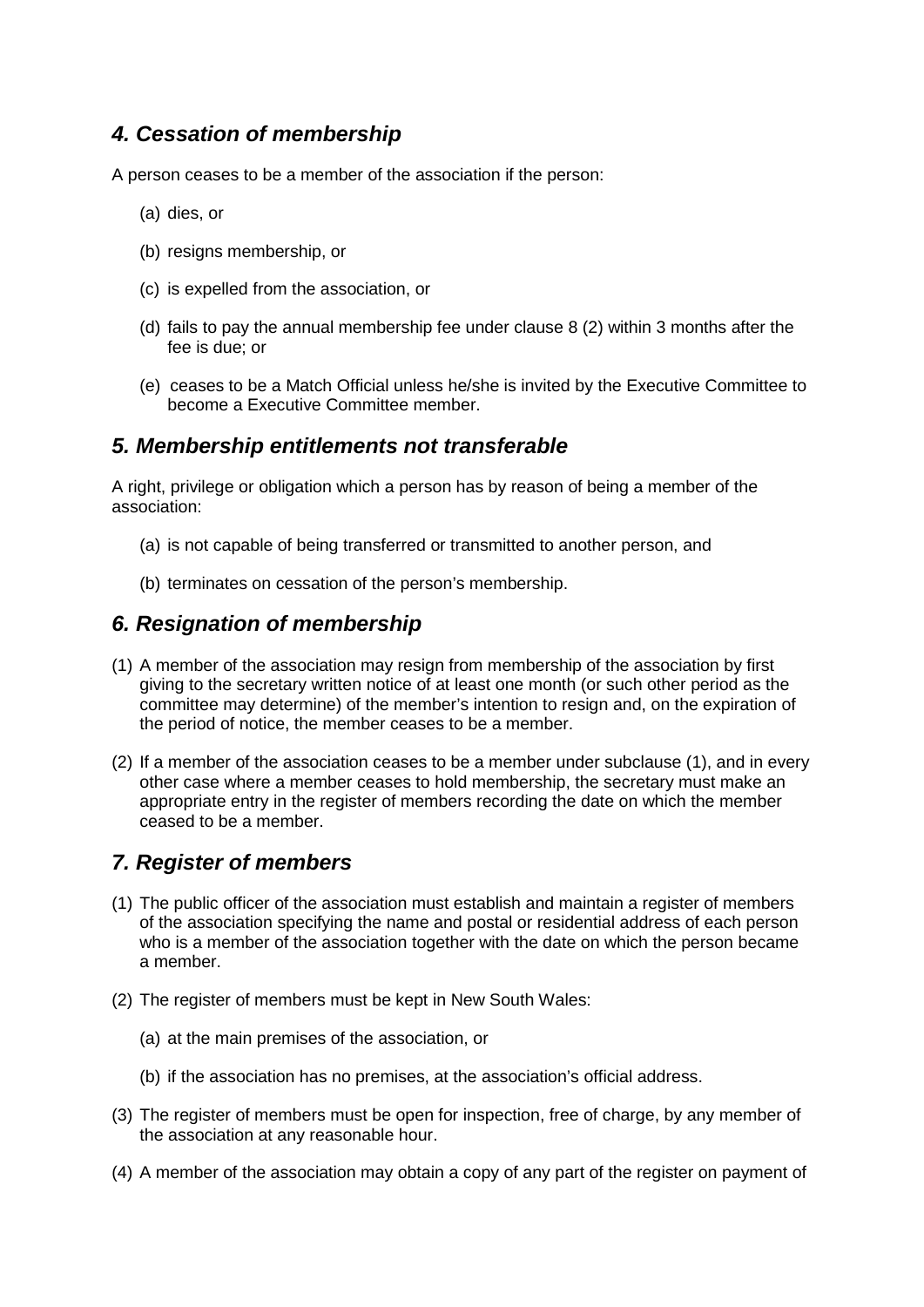## *4. Cessation of membership*

A person ceases to be a member of the association if the person:

(a) dies, or

(b) resigns membership, or

(c) is expelled from the association, or

(d) fails to pay the annual membership fee under clause 8 (2) within 3 months after the fee is due; or

(e) ceases to be a Match Official unless he/she is invited by the Executive Committee to become a Executive Committee member.

## *5. Membership entitlements not transferable*

A right, privilege or obligation which a person has by reason of being a member of the association:

(a) is not capable of being transferred or transmitted to another person, and

(b) terminates on cessation of the person's membership.

## *6. Resignation of membership*

(1) A member of the association may resign from membership of the association by first giving to the secretary written notice of at least one month (or such other period as the committee may determine) of the member's intention to resign and, on the expiration of the period of notice, the member ceases to be a member.

(2) If a member of the association ceases to be a member under subclause (1), and in every other case where a member ceases to hold membership, the secretary must make an appropriate entry in the register of members recording the date on which the member ceased to be a member.

## *7. Register of members*

(1) The public officer of the association must establish and maintain a register of members of the association specifying the name and postal or residential address of each person who is a member of the association together with the date on which the person became a member.

(2) The register of members must be kept in New South Wales:

(a) at the main premises of the association, or

(b) if the association has no premises, at the association's official address.

(3) The register of members must be open for inspection, free of charge, by any member of the association at any reasonable hour.

(4) A member of the association may obtain a copy of any part of the register on payment of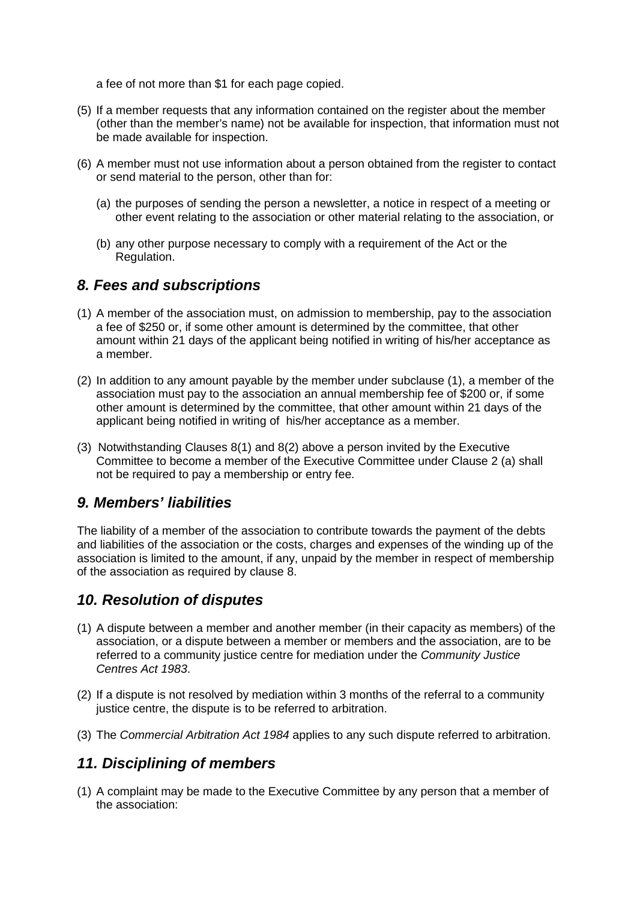a fee of not more than $1 for each page copied.

(5) If a member requests that any information contained on the register about the member (other than the member's name) not be available for inspection, that information must not be made available for inspection.

(6) A member must not use information about a person obtained from the register to contact or send material to the person, other than for:

  (a) the purposes of sending the person a newsletter, a notice in respect of a meeting or other event relating to the association or other material relating to the association, or

  (b) any other purpose necessary to comply with a requirement of the Act or the Regulation.

## *8. Fees and subscriptions*

(1) A member of the association must, on admission to membership, pay to the association a fee of $250 or, if some other amount is determined by the committee, that other amount within 21 days of the applicant being notified in writing of his/her acceptance as a member.

(2) In addition to any amount payable by the member under subclause (1), a member of the association must pay to the association an annual membership fee of $200 or, if some other amount is determined by the committee, that other amount within 21 days of the applicant being notified in writing of his/her acceptance as a member.

(3) Notwithstanding Clauses 8(1) and 8(2) above a person invited by the Executive Committee to become a member of the Executive Committee under Clause 2 (a) shall not be required to pay a membership or entry fee.

## *9. Members' liabilities*

The liability of a member of the association to contribute towards the payment of the debts and liabilities of the association or the costs, charges and expenses of the winding up of the association is limited to the amount, if any, unpaid by the member in respect of membership of the association as required by clause 8.

## *10. Resolution of disputes*

(1) A dispute between a member and another member (in their capacity as members) of the association, or a dispute between a member or members and the association, are to be referred to a community justice centre for mediation under the *Community Justice Centres Act 1983*.

(2) If a dispute is not resolved by mediation within 3 months of the referral to a community justice centre, the dispute is to be referred to arbitration.

(3) The *Commercial Arbitration Act 1984* applies to any such dispute referred to arbitration.

## *11. Disciplining of members*

(1) A complaint may be made to the Executive Committee by any person that a member of the association: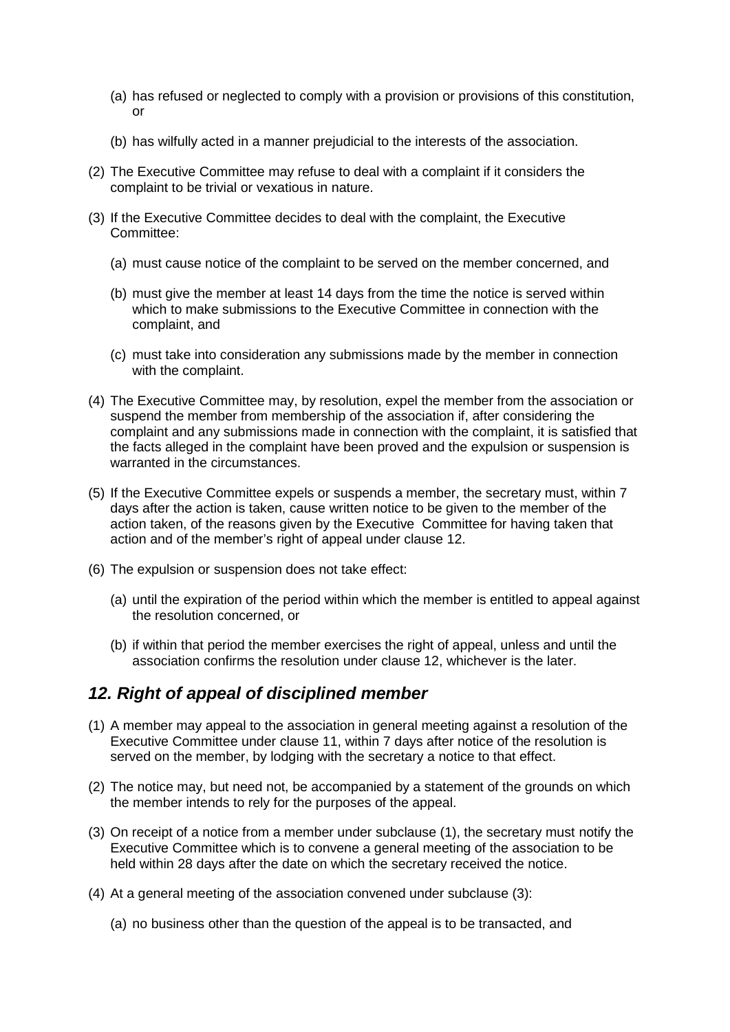(a) has refused or neglected to comply with a provision or provisions of this constitution, or

(b) has wilfully acted in a manner prejudicial to the interests of the association.

(2) The Executive Committee may refuse to deal with a complaint if it considers the complaint to be trivial or vexatious in nature.

(3) If the Executive Committee decides to deal with the complaint, the Executive Committee:

(a) must cause notice of the complaint to be served on the member concerned, and

(b) must give the member at least 14 days from the time the notice is served within which to make submissions to the Executive Committee in connection with the complaint, and

(c) must take into consideration any submissions made by the member in connection with the complaint.

(4) The Executive Committee may, by resolution, expel the member from the association or suspend the member from membership of the association if, after considering the complaint and any submissions made in connection with the complaint, it is satisfied that the facts alleged in the complaint have been proved and the expulsion or suspension is warranted in the circumstances.

(5) If the Executive Committee expels or suspends a member, the secretary must, within 7 days after the action is taken, cause written notice to be given to the member of the action taken, of the reasons given by the Executive Committee for having taken that action and of the member's right of appeal under clause 12.

(6) The expulsion or suspension does not take effect:

(a) until the expiration of the period within which the member is entitled to appeal against the resolution concerned, or

(b) if within that period the member exercises the right of appeal, unless and until the association confirms the resolution under clause 12, whichever is the later.

## *12. Right of appeal of disciplined member*

(1) A member may appeal to the association in general meeting against a resolution of the Executive Committee under clause 11, within 7 days after notice of the resolution is served on the member, by lodging with the secretary a notice to that effect.

(2) The notice may, but need not, be accompanied by a statement of the grounds on which the member intends to rely for the purposes of the appeal.

(3) On receipt of a notice from a member under subclause (1), the secretary must notify the Executive Committee which is to convene a general meeting of the association to be held within 28 days after the date on which the secretary received the notice.

(4) At a general meeting of the association convened under subclause (3):

(a) no business other than the question of the appeal is to be transacted, and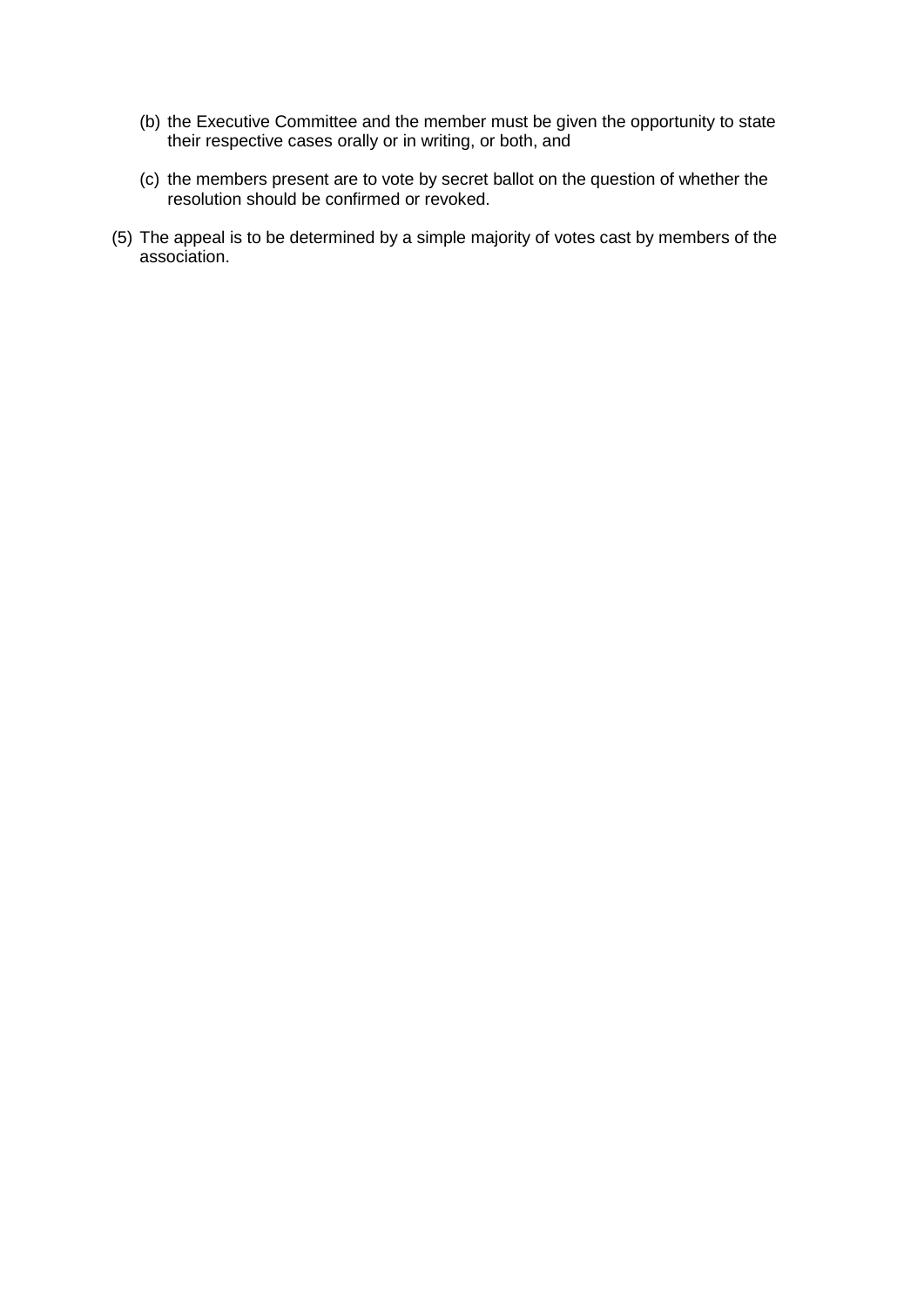(b) the Executive Committee and the member must be given the opportunity to state their respective cases orally or in writing, or both, and

(c) the members present are to vote by secret ballot on the question of whether the resolution should be confirmed or revoked.

(5) The appeal is to be determined by a simple majority of votes cast by members of the association.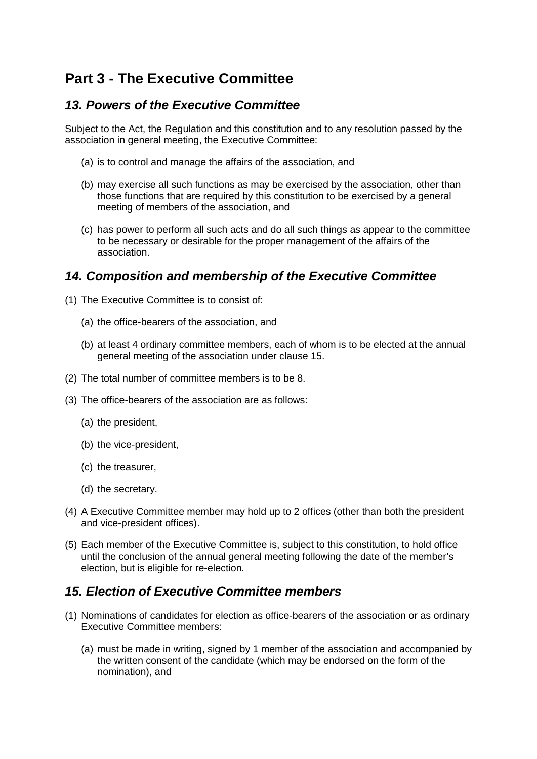# Part 3 - The Executive Committee

## *13. Powers of the Executive Committee*

Subject to the Act, the Regulation and this constitution and to any resolution passed by the association in general meeting, the Executive Committee:

(a) is to control and manage the affairs of the association, and

(b) may exercise all such functions as may be exercised by the association, other than those functions that are required by this constitution to be exercised by a general meeting of members of the association, and

(c) has power to perform all such acts and do all such things as appear to the committee to be necessary or desirable for the proper management of the affairs of the association.

## *14. Composition and membership of the Executive Committee*

(1) The Executive Committee is to consist of:

(a) the office-bearers of the association, and

(b) at least 4 ordinary committee members, each of whom is to be elected at the annual general meeting of the association under clause 15.

(2) The total number of committee members is to be 8.

(3) The office-bearers of the association are as follows:

(a) the president,

(b) the vice-president,

(c) the treasurer,

(d) the secretary.

(4) A Executive Committee member may hold up to 2 offices (other than both the president and vice-president offices).

(5) Each member of the Executive Committee is, subject to this constitution, to hold office until the conclusion of the annual general meeting following the date of the member's election, but is eligible for re-election.

## *15. Election of Executive Committee members*

(1) Nominations of candidates for election as office-bearers of the association or as ordinary Executive Committee members:

(a) must be made in writing, signed by 1 member of the association and accompanied by the written consent of the candidate (which may be endorsed on the form of the nomination), and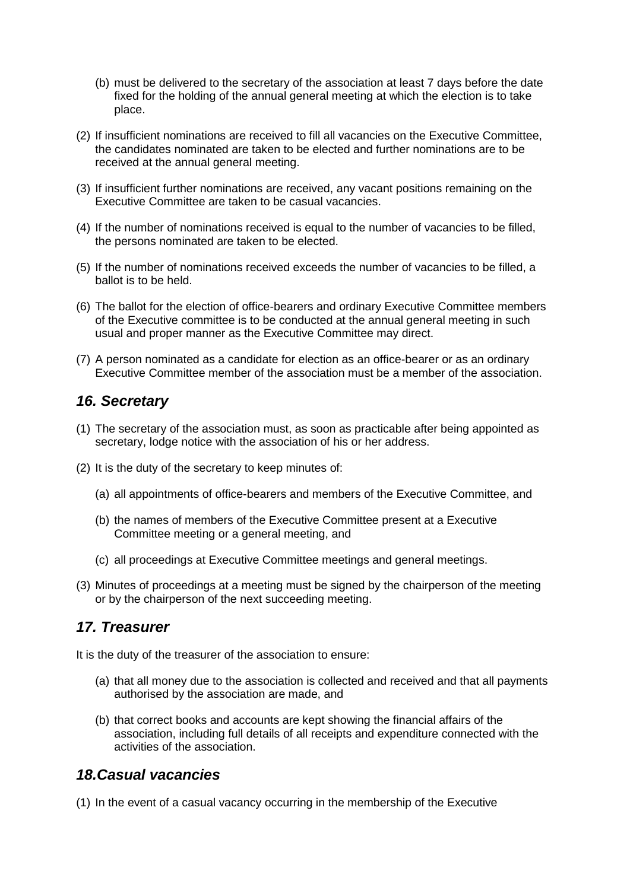(b) must be delivered to the secretary of the association at least 7 days before the date fixed for the holding of the annual general meeting at which the election is to take place.

(2) If insufficient nominations are received to fill all vacancies on the Executive Committee, the candidates nominated are taken to be elected and further nominations are to be received at the annual general meeting.

(3) If insufficient further nominations are received, any vacant positions remaining on the Executive Committee are taken to be casual vacancies.

(4) If the number of nominations received is equal to the number of vacancies to be filled, the persons nominated are taken to be elected.

(5) If the number of nominations received exceeds the number of vacancies to be filled, a ballot is to be held.

(6) The ballot for the election of office-bearers and ordinary Executive Committee members of the Executive committee is to be conducted at the annual general meeting in such usual and proper manner as the Executive Committee may direct.

(7) A person nominated as a candidate for election as an office-bearer or as an ordinary Executive Committee member of the association must be a member of the association.

## *16. Secretary*

(1) The secretary of the association must, as soon as practicable after being appointed as secretary, lodge notice with the association of his or her address.

(2) It is the duty of the secretary to keep minutes of:

(a) all appointments of office-bearers and members of the Executive Committee, and

(b) the names of members of the Executive Committee present at a Executive Committee meeting or a general meeting, and

(c) all proceedings at Executive Committee meetings and general meetings.

(3) Minutes of proceedings at a meeting must be signed by the chairperson of the meeting or by the chairperson of the next succeeding meeting.

## *17. Treasurer*

It is the duty of the treasurer of the association to ensure:

(a) that all money due to the association is collected and received and that all payments authorised by the association are made, and

(b) that correct books and accounts are kept showing the financial affairs of the association, including full details of all receipts and expenditure connected with the activities of the association.

## *18.Casual vacancies*

(1) In the event of a casual vacancy occurring in the membership of the Executive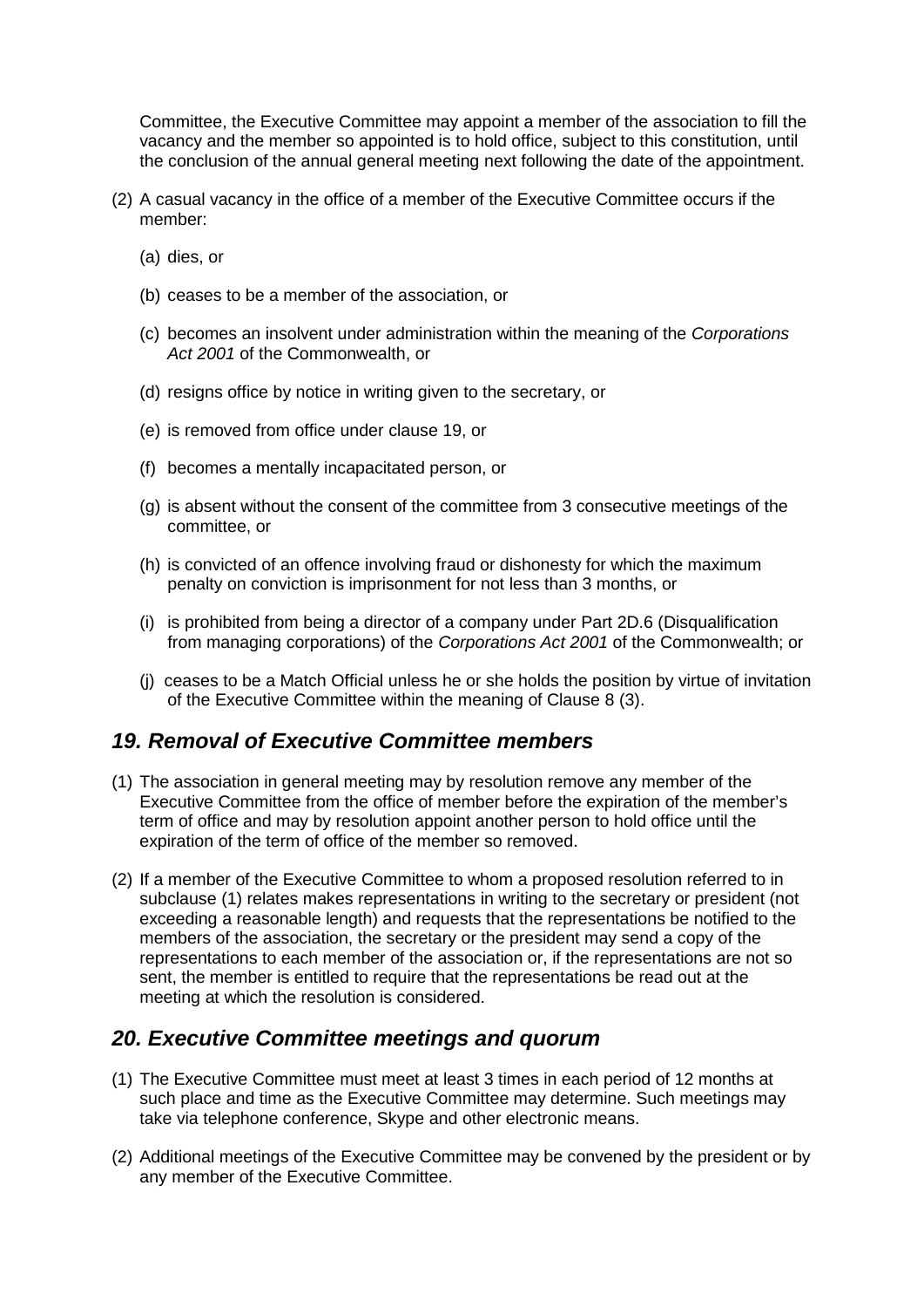Committee, the Executive Committee may appoint a member of the association to fill the vacancy and the member so appointed is to hold office, subject to this constitution, until the conclusion of the annual general meeting next following the date of the appointment.

(2) A casual vacancy in the office of a member of the Executive Committee occurs if the member:

(a) dies, or

(b) ceases to be a member of the association, or

(c) becomes an insolvent under administration within the meaning of the *Corporations Act 2001* of the Commonwealth, or

(d) resigns office by notice in writing given to the secretary, or

(e) is removed from office under clause 19, or

(f) becomes a mentally incapacitated person, or

(g) is absent without the consent of the committee from 3 consecutive meetings of the committee, or

(h) is convicted of an offence involving fraud or dishonesty for which the maximum penalty on conviction is imprisonment for not less than 3 months, or

(i) is prohibited from being a director of a company under Part 2D.6 (Disqualification from managing corporations) of the *Corporations Act 2001* of the Commonwealth; or

(j) ceases to be a Match Official unless he or she holds the position by virtue of invitation of the Executive Committee within the meaning of Clause 8 (3).

## *19. Removal of Executive Committee members*

(1) The association in general meeting may by resolution remove any member of the Executive Committee from the office of member before the expiration of the member's term of office and may by resolution appoint another person to hold office until the expiration of the term of office of the member so removed.

(2) If a member of the Executive Committee to whom a proposed resolution referred to in subclause (1) relates makes representations in writing to the secretary or president (not exceeding a reasonable length) and requests that the representations be notified to the members of the association, the secretary or the president may send a copy of the representations to each member of the association or, if the representations are not so sent, the member is entitled to require that the representations be read out at the meeting at which the resolution is considered.

## *20. Executive Committee meetings and quorum*

(1) The Executive Committee must meet at least 3 times in each period of 12 months at such place and time as the Executive Committee may determine. Such meetings may take via telephone conference, Skype and other electronic means.

(2) Additional meetings of the Executive Committee may be convened by the president or by any member of the Executive Committee.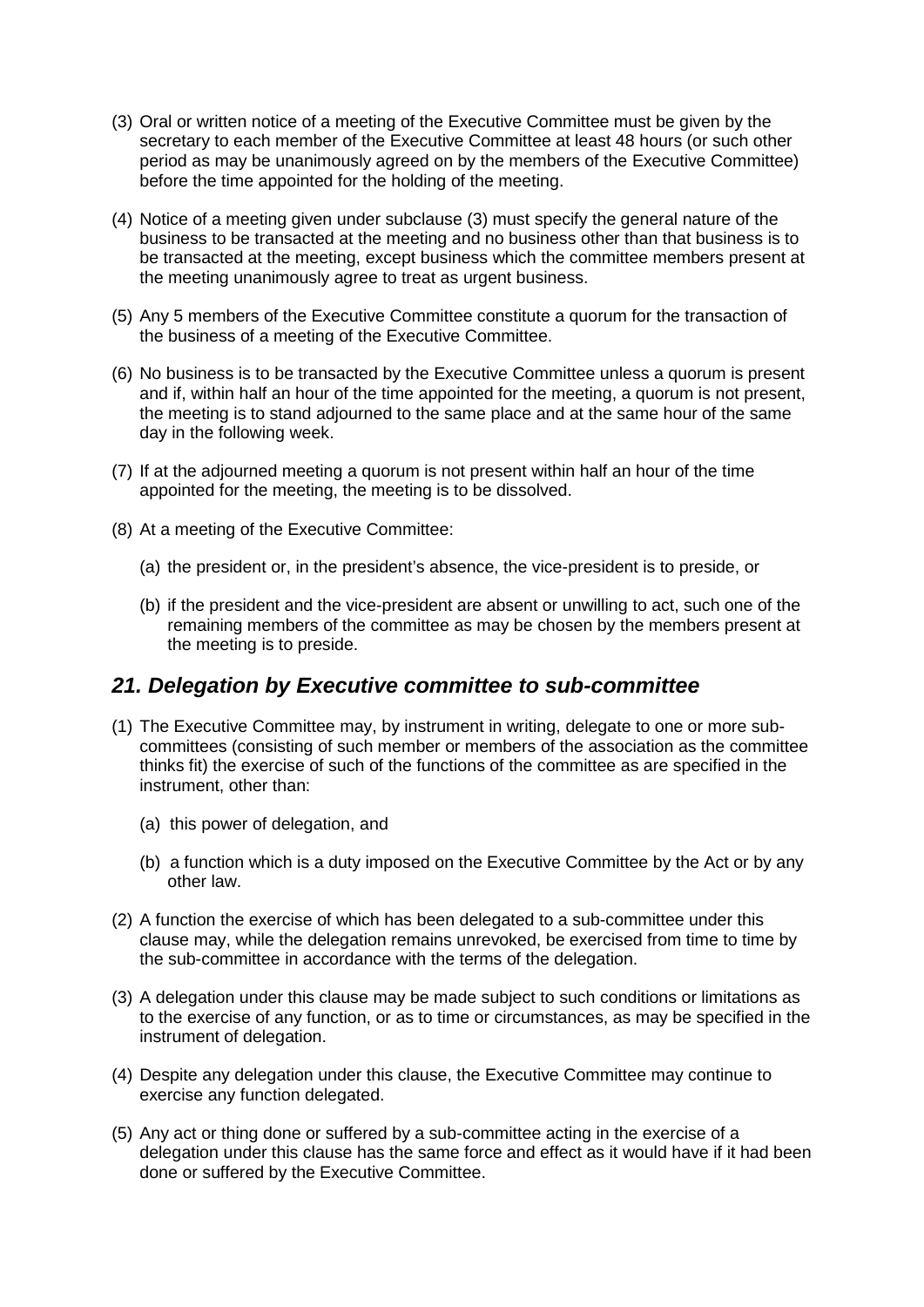(3) Oral or written notice of a meeting of the Executive Committee must be given by the secretary to each member of the Executive Committee at least 48 hours (or such other period as may be unanimously agreed on by the members of the Executive Committee) before the time appointed for the holding of the meeting.

(4) Notice of a meeting given under subclause (3) must specify the general nature of the business to be transacted at the meeting and no business other than that business is to be transacted at the meeting, except business which the committee members present at the meeting unanimously agree to treat as urgent business.

(5) Any 5 members of the Executive Committee constitute a quorum for the transaction of the business of a meeting of the Executive Committee.

(6) No business is to be transacted by the Executive Committee unless a quorum is present and if, within half an hour of the time appointed for the meeting, a quorum is not present, the meeting is to stand adjourned to the same place and at the same hour of the same day in the following week.

(7) If at the adjourned meeting a quorum is not present within half an hour of the time appointed for the meeting, the meeting is to be dissolved.

(8) At a meeting of the Executive Committee:

- (a) the president or, in the president's absence, the vice-president is to preside, or
- (b) if the president and the vice-president are absent or unwilling to act, such one of the remaining members of the committee as may be chosen by the members present at the meeting is to preside.

## *21. Delegation by Executive committee to sub-committee*

(1) The Executive Committee may, by instrument in writing, delegate to one or more sub-committees (consisting of such member or members of the association as the committee thinks fit) the exercise of such of the functions of the committee as are specified in the instrument, other than:

- (a) this power of delegation, and
- (b) a function which is a duty imposed on the Executive Committee by the Act or by any other law.

(2) A function the exercise of which has been delegated to a sub-committee under this clause may, while the delegation remains unrevoked, be exercised from time to time by the sub-committee in accordance with the terms of the delegation.

(3) A delegation under this clause may be made subject to such conditions or limitations as to the exercise of any function, or as to time or circumstances, as may be specified in the instrument of delegation.

(4) Despite any delegation under this clause, the Executive Committee may continue to exercise any function delegated.

(5) Any act or thing done or suffered by a sub-committee acting in the exercise of a delegation under this clause has the same force and effect as it would have if it had been done or suffered by the Executive Committee.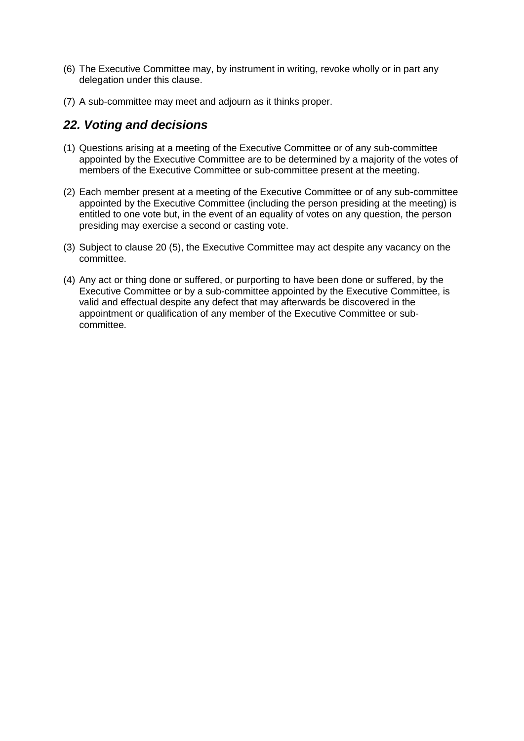(6) The Executive Committee may, by instrument in writing, revoke wholly or in part any delegation under this clause.

(7) A sub-committee may meet and adjourn as it thinks proper.

## *22. Voting and decisions*

(1) Questions arising at a meeting of the Executive Committee or of any sub-committee appointed by the Executive Committee are to be determined by a majority of the votes of members of the Executive Committee or sub-committee present at the meeting.

(2) Each member present at a meeting of the Executive Committee or of any sub-committee appointed by the Executive Committee (including the person presiding at the meeting) is entitled to one vote but, in the event of an equality of votes on any question, the person presiding may exercise a second or casting vote.

(3) Subject to clause 20 (5), the Executive Committee may act despite any vacancy on the committee.

(4) Any act or thing done or suffered, or purporting to have been done or suffered, by the Executive Committee or by a sub-committee appointed by the Executive Committee, is valid and effectual despite any defect that may afterwards be discovered in the appointment or qualification of any member of the Executive Committee or sub-committee.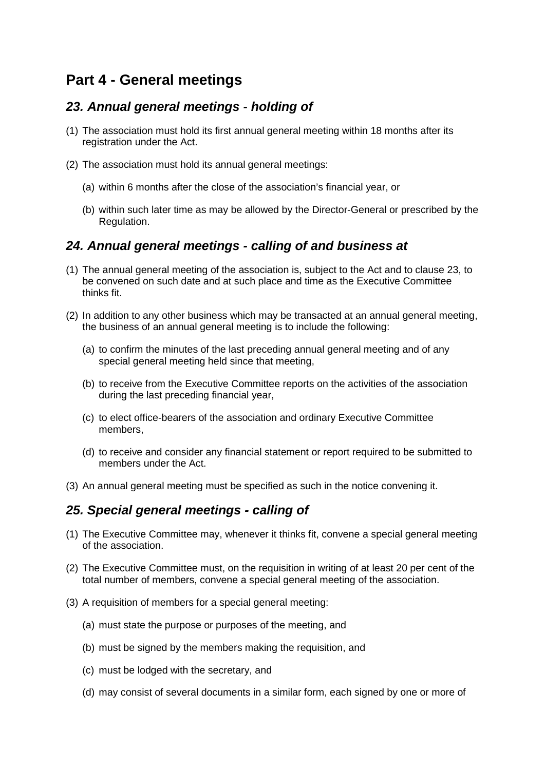## Part 4 - General meetings

### *23. Annual general meetings - holding of*

(1) The association must hold its first annual general meeting within 18 months after its registration under the Act.

(2) The association must hold its annual general meetings:

   (a) within 6 months after the close of the association's financial year, or

   (b) within such later time as may be allowed by the Director-General or prescribed by the Regulation.

### *24. Annual general meetings - calling of and business at*

(1) The annual general meeting of the association is, subject to the Act and to clause 23, to be convened on such date and at such place and time as the Executive Committee thinks fit.

(2) In addition to any other business which may be transacted at an annual general meeting, the business of an annual general meeting is to include the following:

   (a) to confirm the minutes of the last preceding annual general meeting and of any special general meeting held since that meeting,

   (b) to receive from the Executive Committee reports on the activities of the association during the last preceding financial year,

   (c) to elect office-bearers of the association and ordinary Executive Committee members,

   (d) to receive and consider any financial statement or report required to be submitted to members under the Act.

(3) An annual general meeting must be specified as such in the notice convening it.

### *25. Special general meetings - calling of*

(1) The Executive Committee may, whenever it thinks fit, convene a special general meeting of the association.

(2) The Executive Committee must, on the requisition in writing of at least 20 per cent of the total number of members, convene a special general meeting of the association.

(3) A requisition of members for a special general meeting:

   (a) must state the purpose or purposes of the meeting, and

   (b) must be signed by the members making the requisition, and

   (c) must be lodged with the secretary, and

   (d) may consist of several documents in a similar form, each signed by one or more of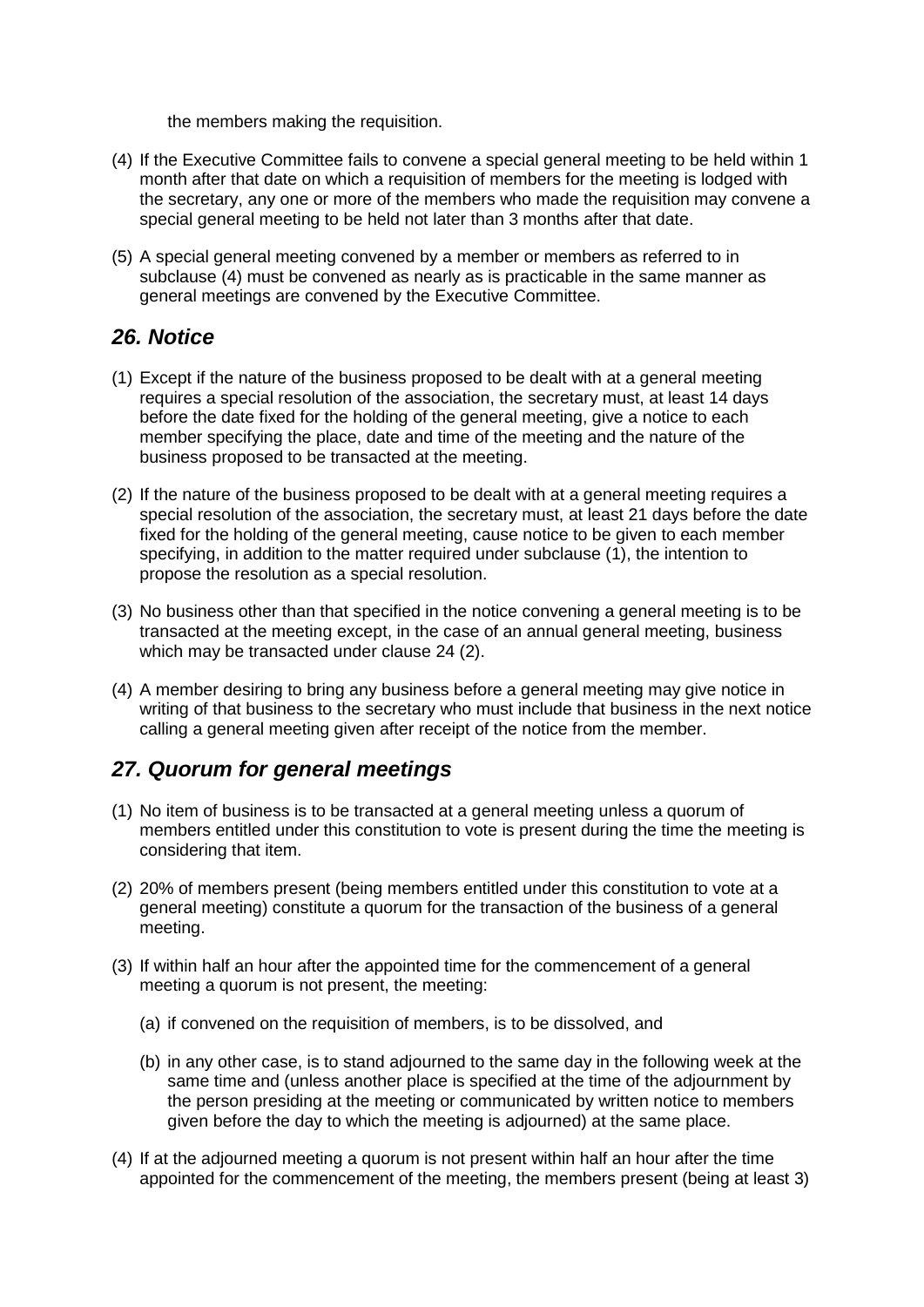the members making the requisition.

(4) If the Executive Committee fails to convene a special general meeting to be held within 1 month after that date on which a requisition of members for the meeting is lodged with the secretary, any one or more of the members who made the requisition may convene a special general meeting to be held not later than 3 months after that date.

(5) A special general meeting convened by a member or members as referred to in subclause (4) must be convened as nearly as is practicable in the same manner as general meetings are convened by the Executive Committee.

## *26. Notice*

(1) Except if the nature of the business proposed to be dealt with at a general meeting requires a special resolution of the association, the secretary must, at least 14 days before the date fixed for the holding of the general meeting, give a notice to each member specifying the place, date and time of the meeting and the nature of the business proposed to be transacted at the meeting.

(2) If the nature of the business proposed to be dealt with at a general meeting requires a special resolution of the association, the secretary must, at least 21 days before the date fixed for the holding of the general meeting, cause notice to be given to each member specifying, in addition to the matter required under subclause (1), the intention to propose the resolution as a special resolution.

(3) No business other than that specified in the notice convening a general meeting is to be transacted at the meeting except, in the case of an annual general meeting, business which may be transacted under clause 24 (2).

(4) A member desiring to bring any business before a general meeting may give notice in writing of that business to the secretary who must include that business in the next notice calling a general meeting given after receipt of the notice from the member.

## *27. Quorum for general meetings*

(1) No item of business is to be transacted at a general meeting unless a quorum of members entitled under this constitution to vote is present during the time the meeting is considering that item.

(2) 20% of members present (being members entitled under this constitution to vote at a general meeting) constitute a quorum for the transaction of the business of a general meeting.

(3) If within half an hour after the appointed time for the commencement of a general meeting a quorum is not present, the meeting:

   (a) if convened on the requisition of members, is to be dissolved, and

   (b) in any other case, is to stand adjourned to the same day in the following week at the same time and (unless another place is specified at the time of the adjournment by the person presiding at the meeting or communicated by written notice to members given before the day to which the meeting is adjourned) at the same place.

(4) If at the adjourned meeting a quorum is not present within half an hour after the time appointed for the commencement of the meeting, the members present (being at least 3)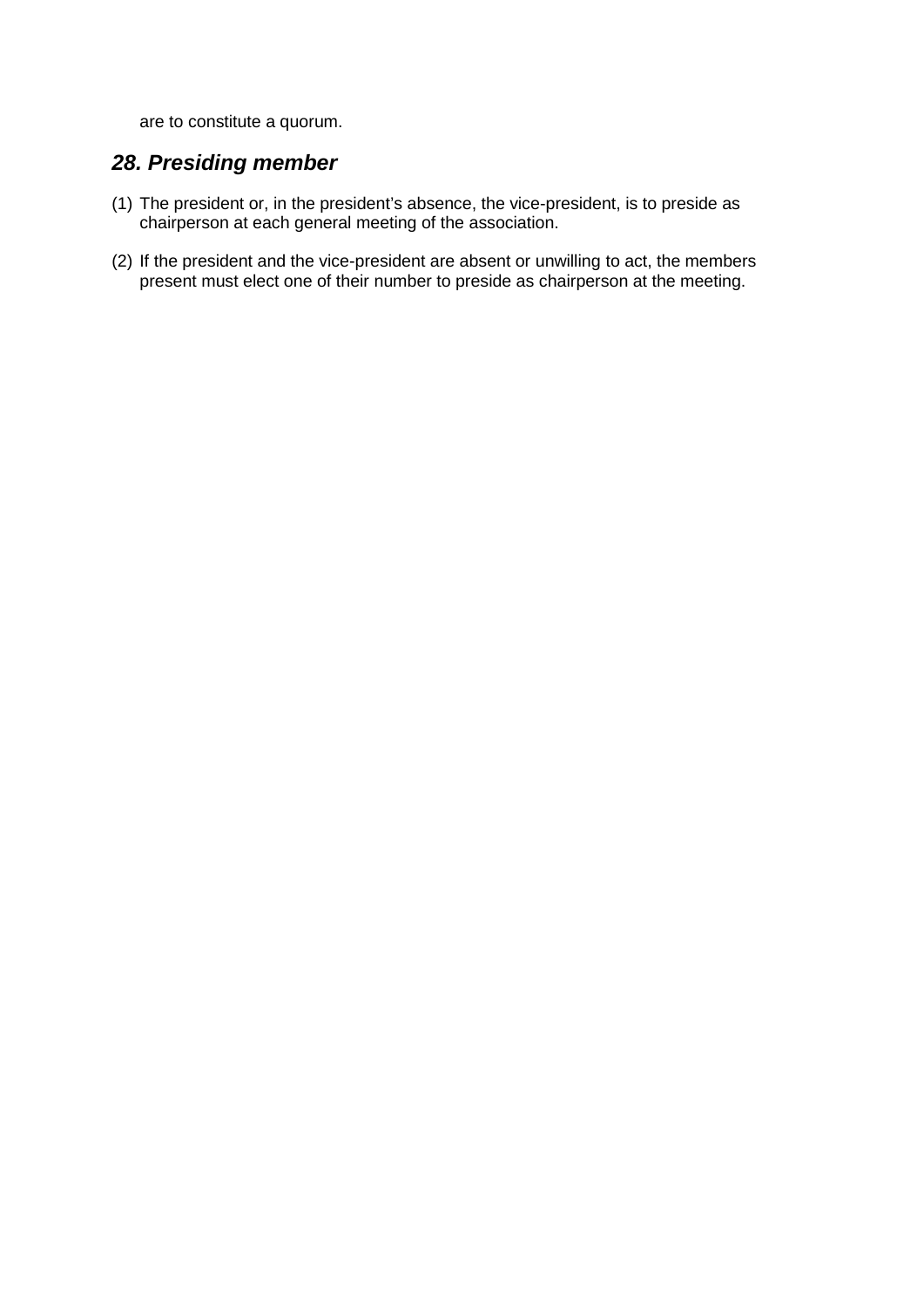are to constitute a quorum.

## *28. Presiding member*

(1) The president or, in the president's absence, the vice-president, is to preside as chairperson at each general meeting of the association.

(2) If the president and the vice-president are absent or unwilling to act, the members present must elect one of their number to preside as chairperson at the meeting.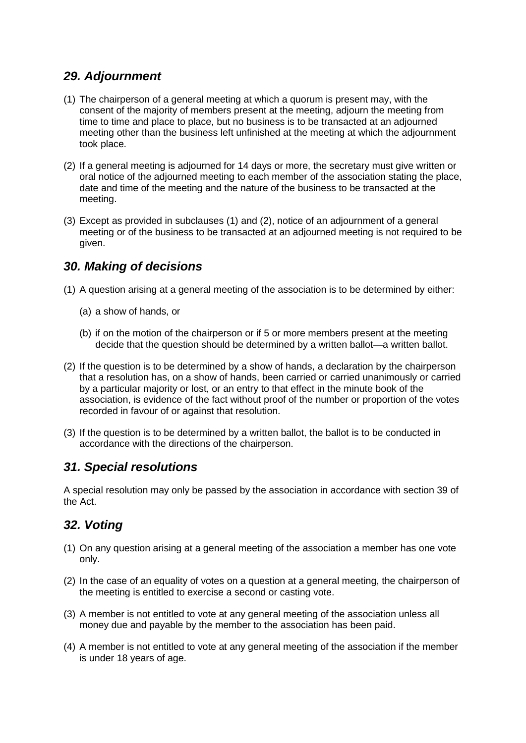## *29. Adjournment*

(1) The chairperson of a general meeting at which a quorum is present may, with the consent of the majority of members present at the meeting, adjourn the meeting from time to time and place to place, but no business is to be transacted at an adjourned meeting other than the business left unfinished at the meeting at which the adjournment took place.

(2) If a general meeting is adjourned for 14 days or more, the secretary must give written or oral notice of the adjourned meeting to each member of the association stating the place, date and time of the meeting and the nature of the business to be transacted at the meeting.

(3) Except as provided in subclauses (1) and (2), notice of an adjournment of a general meeting or of the business to be transacted at an adjourned meeting is not required to be given.

## *30. Making of decisions*

(1) A question arising at a general meeting of the association is to be determined by either:

   (a) a show of hands, or

   (b) if on the motion of the chairperson or if 5 or more members present at the meeting decide that the question should be determined by a written ballot—a written ballot.

(2) If the question is to be determined by a show of hands, a declaration by the chairperson that a resolution has, on a show of hands, been carried or carried unanimously or carried by a particular majority or lost, or an entry to that effect in the minute book of the association, is evidence of the fact without proof of the number or proportion of the votes recorded in favour of or against that resolution.

(3) If the question is to be determined by a written ballot, the ballot is to be conducted in accordance with the directions of the chairperson.

## *31. Special resolutions*

A special resolution may only be passed by the association in accordance with section 39 of the Act.

## *32. Voting*

(1) On any question arising at a general meeting of the association a member has one vote only.

(2) In the case of an equality of votes on a question at a general meeting, the chairperson of the meeting is entitled to exercise a second or casting vote.

(3) A member is not entitled to vote at any general meeting of the association unless all money due and payable by the member to the association has been paid.

(4) A member is not entitled to vote at any general meeting of the association if the member is under 18 years of age.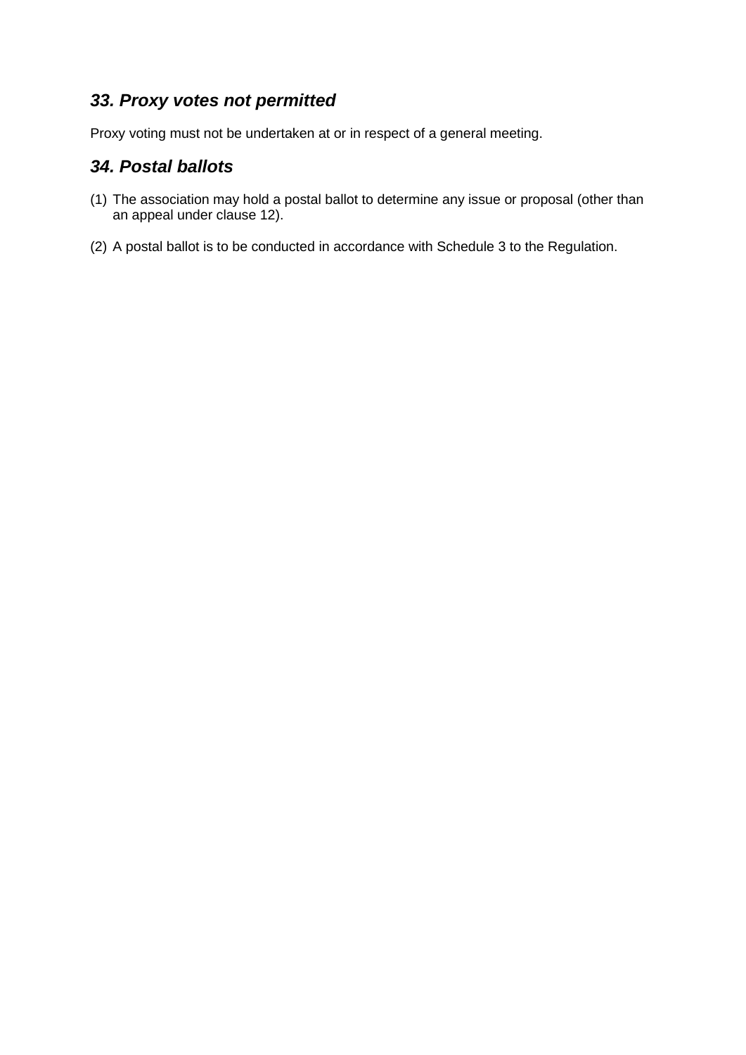### *33. Proxy votes not permitted*

Proxy voting must not be undertaken at or in respect of a general meeting.

### *34. Postal ballots*

(1) The association may hold a postal ballot to determine any issue or proposal (other than an appeal under clause 12).

(2) A postal ballot is to be conducted in accordance with Schedule 3 to the Regulation.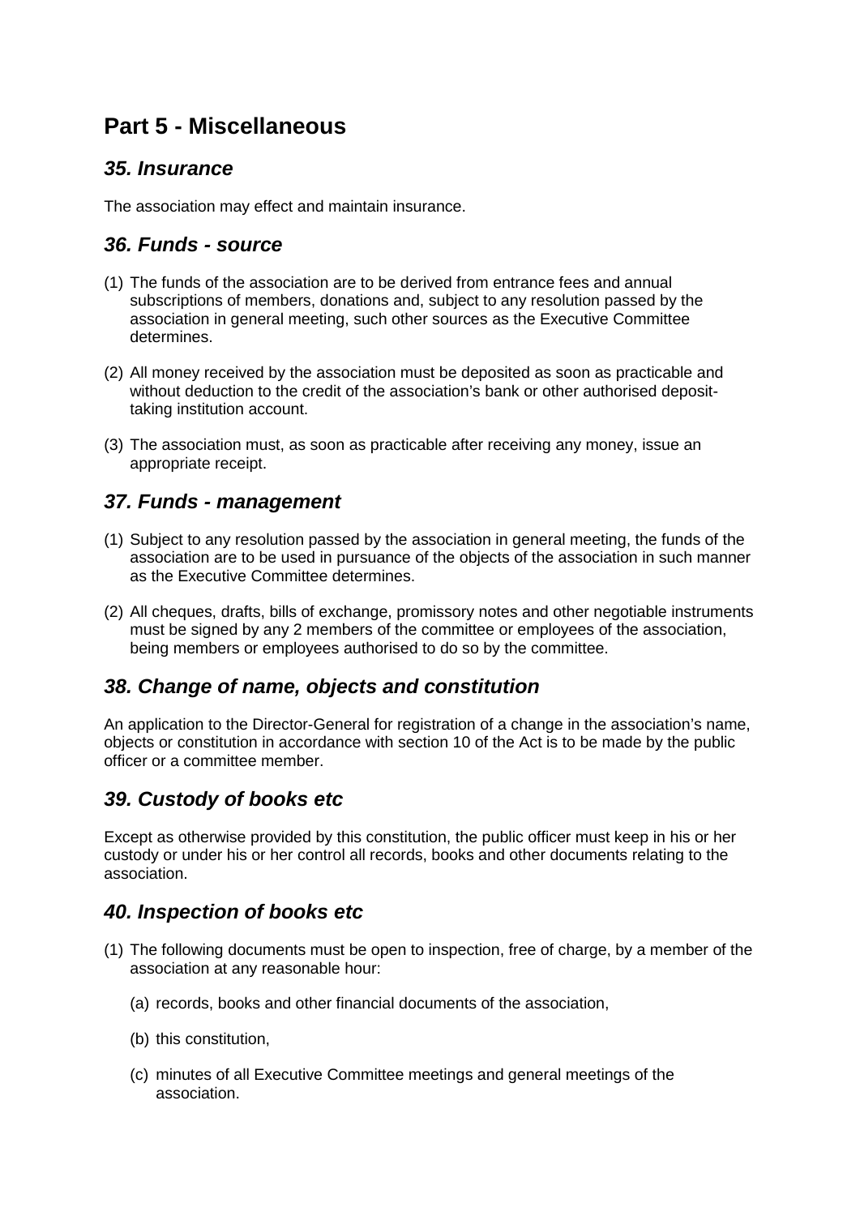# Part 5 - Miscellaneous

## *35. Insurance*

The association may effect and maintain insurance.

## *36. Funds - source*

(1) The funds of the association are to be derived from entrance fees and annual subscriptions of members, donations and, subject to any resolution passed by the association in general meeting, such other sources as the Executive Committee determines.

(2) All money received by the association must be deposited as soon as practicable and without deduction to the credit of the association's bank or other authorised deposit-taking institution account.

(3) The association must, as soon as practicable after receiving any money, issue an appropriate receipt.

## *37. Funds - management*

(1) Subject to any resolution passed by the association in general meeting, the funds of the association are to be used in pursuance of the objects of the association in such manner as the Executive Committee determines.

(2) All cheques, drafts, bills of exchange, promissory notes and other negotiable instruments must be signed by any 2 members of the committee or employees of the association, being members or employees authorised to do so by the committee.

## *38. Change of name, objects and constitution*

An application to the Director-General for registration of a change in the association's name, objects or constitution in accordance with section 10 of the Act is to be made by the public officer or a committee member.

## *39. Custody of books etc*

Except as otherwise provided by this constitution, the public officer must keep in his or her custody or under his or her control all records, books and other documents relating to the association.

## *40. Inspection of books etc*

(1) The following documents must be open to inspection, free of charge, by a member of the association at any reasonable hour:

 (a) records, books and other financial documents of the association,

 (b) this constitution,

 (c) minutes of all Executive Committee meetings and general meetings of the association.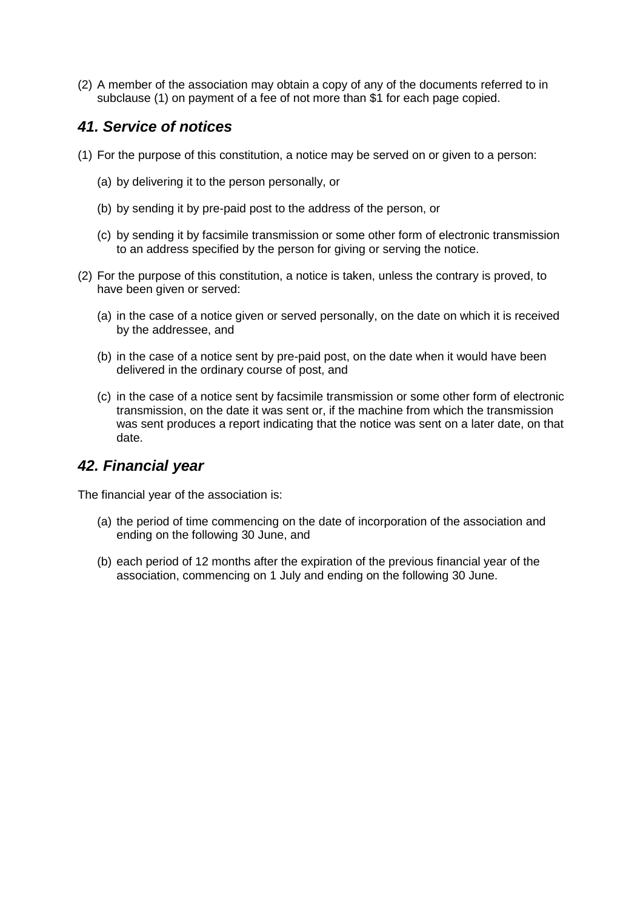(2) A member of the association may obtain a copy of any of the documents referred to in subclause (1) on payment of a fee of not more than $1 for each page copied.

### *41. Service of notices*

(1) For the purpose of this constitution, a notice may be served on or given to a person:

  (a) by delivering it to the person personally, or

  (b) by sending it by pre-paid post to the address of the person, or

  (c) by sending it by facsimile transmission or some other form of electronic transmission to an address specified by the person for giving or serving the notice.

(2) For the purpose of this constitution, a notice is taken, unless the contrary is proved, to have been given or served:

  (a) in the case of a notice given or served personally, on the date on which it is received by the addressee, and

  (b) in the case of a notice sent by pre-paid post, on the date when it would have been delivered in the ordinary course of post, and

  (c) in the case of a notice sent by facsimile transmission or some other form of electronic transmission, on the date it was sent or, if the machine from which the transmission was sent produces a report indicating that the notice was sent on a later date, on that date.

### *42. Financial year*

The financial year of the association is:

  (a) the period of time commencing on the date of incorporation of the association and ending on the following 30 June, and

  (b) each period of 12 months after the expiration of the previous financial year of the association, commencing on 1 July and ending on the following 30 June.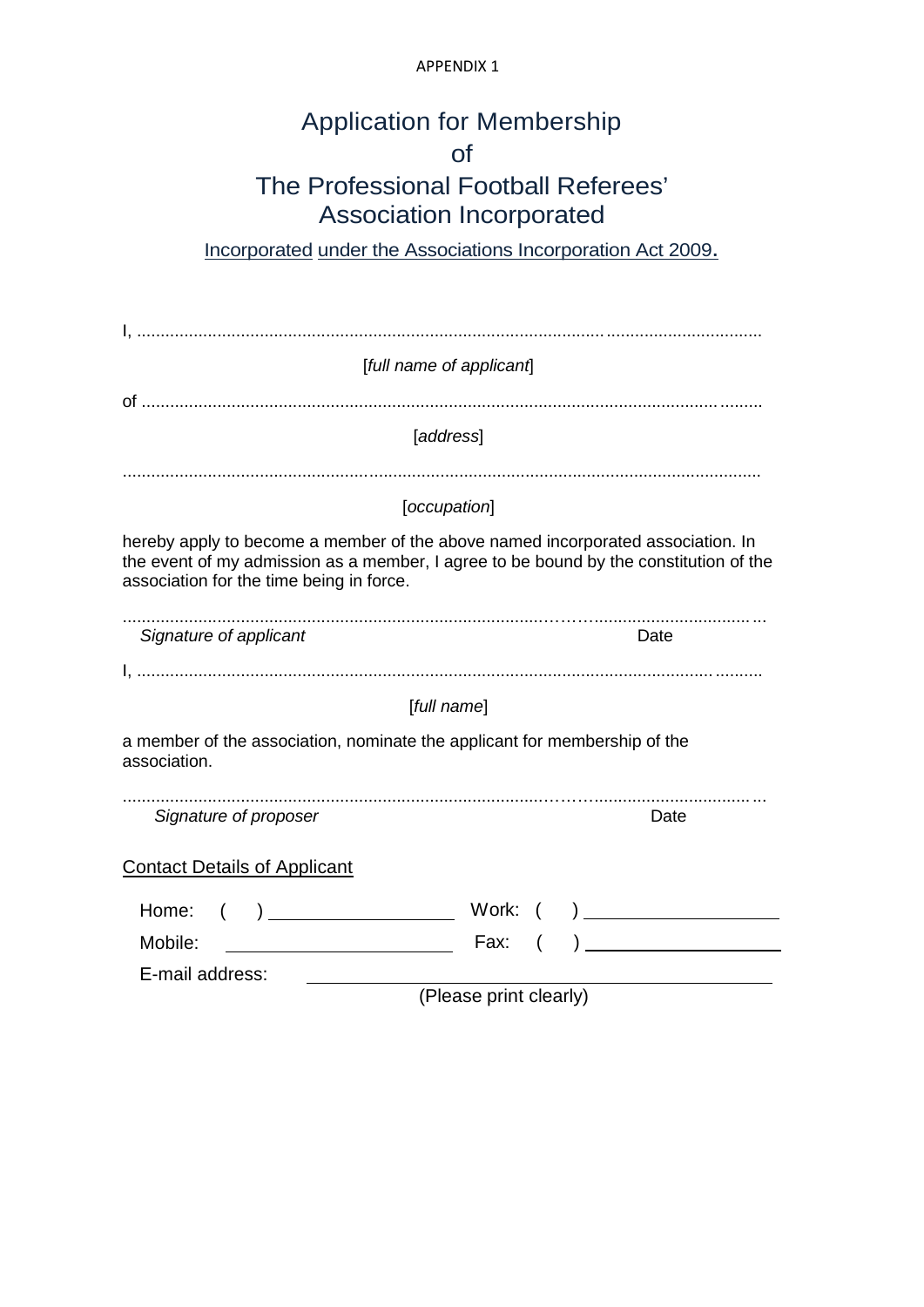APPENDIX 1

# Application for Membership of The Professional Football Referees' Association Incorporated

Incorporated under the Associations Incorporation Act 2009.

I, ..............................................................................................................................................

[*full name of applicant*]

of ..............................................................................................................................................

[*address*]

..............................................................................................................................................

[*occupation*]

hereby apply to become a member of the above named incorporated association. In the event of my admission as a member, I agree to be bound by the constitution of the association for the time being in force.

..............................................................................................................................................

*Signature of applicant* Date

I, ..............................................................................................................................................

[*full name*]

a member of the association, nominate the applicant for membership of the association.

..............................................................................................................................................

*Signature of proposer* Date

Contact Details of Applicant

Home: ( ) ____________________ Work: ( ) ____________________

Mobile: ____________________ Fax: ( ) ____________________

E-mail address: ____________________________________________

(Please print clearly)